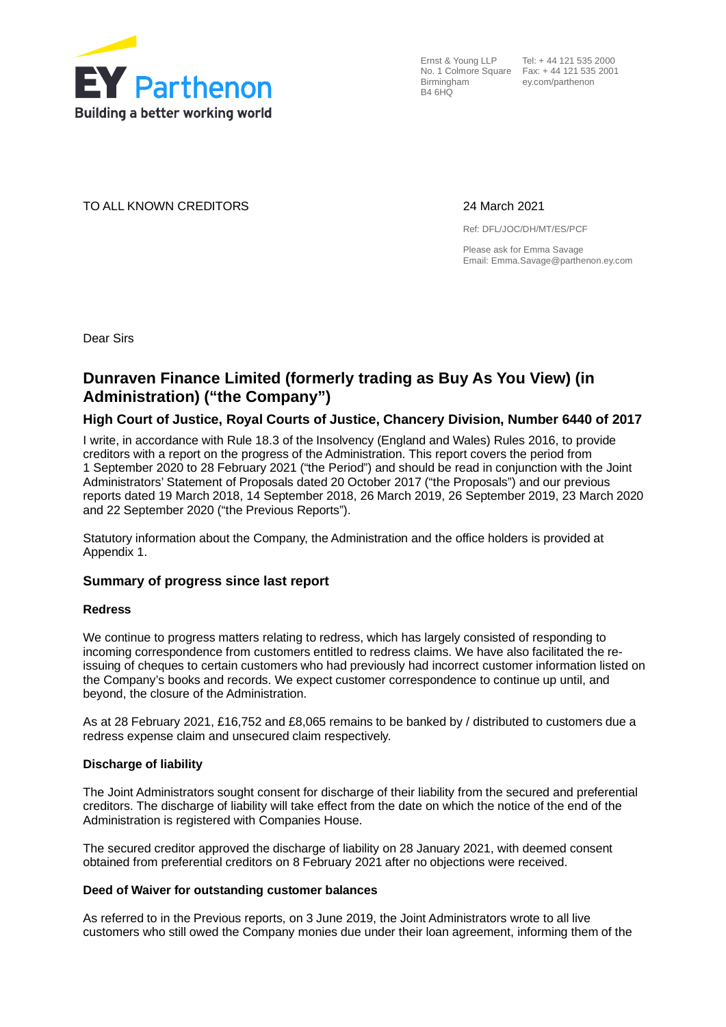EY Parthenon
Building a better working world

Ernst & Young LLP
No. 1 Colmore Square
Birmingham
B4 6HQ

Tel: + 44 121 535 2000
Fax: + 44 121 535 2001
ey.com/parthenon

TO ALL KNOWN CREDITORS

24 March 2021

Ref: DFL/JOC/DH/MT/ES/PCF

Please ask for Emma Savage
Email: Emma.Savage@parthenon.ey.com

Dear Sirs

## Dunraven Finance Limited (formerly trading as Buy As You View) (in Administration) ("the Company")

### High Court of Justice, Royal Courts of Justice, Chancery Division, Number 6440 of 2017

I write, in accordance with Rule 18.3 of the Insolvency (England and Wales) Rules 2016, to provide creditors with a report on the progress of the Administration. This report covers the period from 1 September 2020 to 28 February 2021 ("the Period") and should be read in conjunction with the Joint Administrators' Statement of Proposals dated 20 October 2017 ("the Proposals") and our previous reports dated 19 March 2018, 14 September 2018, 26 March 2019, 26 September 2019, 23 March 2020 and 22 September 2020 ("the Previous Reports").

Statutory information about the Company, the Administration and the office holders is provided at Appendix 1.

### Summary of progress since last report

**Redress**

We continue to progress matters relating to redress, which has largely consisted of responding to incoming correspondence from customers entitled to redress claims. We have also facilitated the re-issuing of cheques to certain customers who had previously had incorrect customer information listed on the Company's books and records. We expect customer correspondence to continue up until, and beyond, the closure of the Administration.

As at 28 February 2021, £16,752 and £8,065 remains to be banked by / distributed to customers due a redress expense claim and unsecured claim respectively.

**Discharge of liability**

The Joint Administrators sought consent for discharge of their liability from the secured and preferential creditors. The discharge of liability will take effect from the date on which the notice of the end of the Administration is registered with Companies House.

The secured creditor approved the discharge of liability on 28 January 2021, with deemed consent obtained from preferential creditors on 8 February 2021 after no objections were received.

**Deed of Waiver for outstanding customer balances**

As referred to in the Previous reports, on 3 June 2019, the Joint Administrators wrote to all live customers who still owed the Company monies due under their loan agreement, informing them of the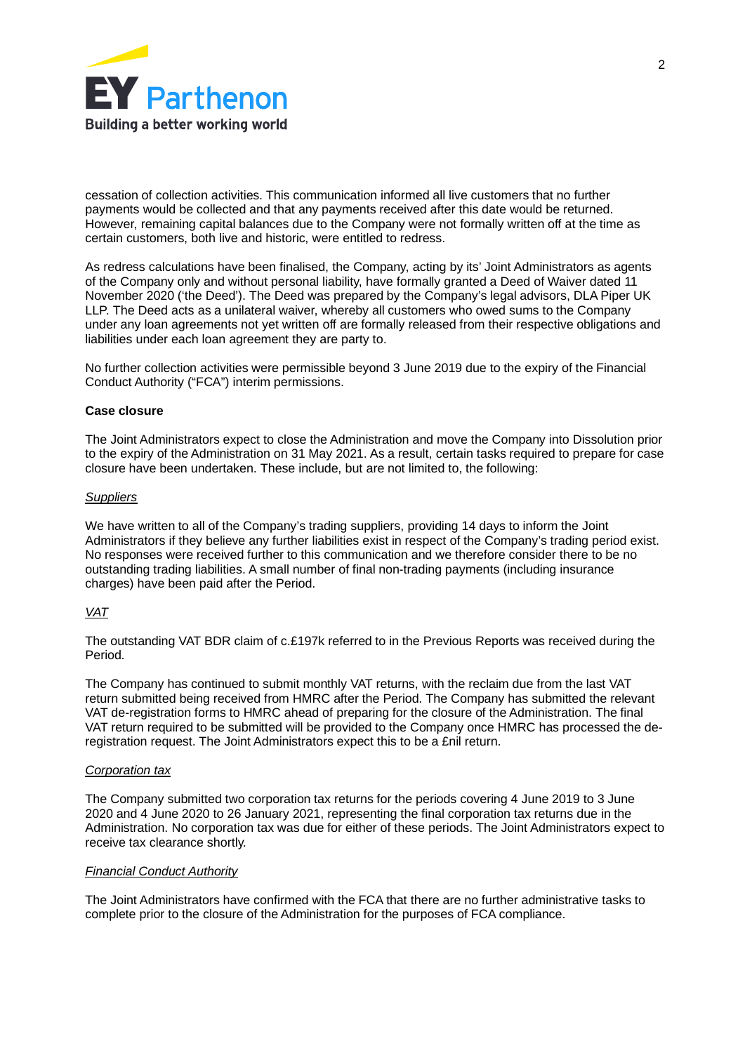cessation of collection activities. This communication informed all live customers that no further payments would be collected and that any payments received after this date would be returned. However, remaining capital balances due to the Company were not formally written off at the time as certain customers, both live and historic, were entitled to redress.

As redress calculations have been finalised, the Company, acting by its' Joint Administrators as agents of the Company only and without personal liability, have formally granted a Deed of Waiver dated 11 November 2020 ('the Deed'). The Deed was prepared by the Company's legal advisors, DLA Piper UK LLP. The Deed acts as a unilateral waiver, whereby all customers who owed sums to the Company under any loan agreements not yet written off are formally released from their respective obligations and liabilities under each loan agreement they are party to.

No further collection activities were permissible beyond 3 June 2019 due to the expiry of the Financial Conduct Authority ("FCA") interim permissions.

**Case closure**

The Joint Administrators expect to close the Administration and move the Company into Dissolution prior to the expiry of the Administration on 31 May 2021. As a result, certain tasks required to prepare for case closure have been undertaken. These include, but are not limited to, the following:

*Suppliers*

We have written to all of the Company's trading suppliers, providing 14 days to inform the Joint Administrators if they believe any further liabilities exist in respect of the Company's trading period exist. No responses were received further to this communication and we therefore consider there to be no outstanding trading liabilities. A small number of final non-trading payments (including insurance charges) have been paid after the Period.

*VAT*

The outstanding VAT BDR claim of c.£197k referred to in the Previous Reports was received during the Period.

The Company has continued to submit monthly VAT returns, with the reclaim due from the last VAT return submitted being received from HMRC after the Period. The Company has submitted the relevant VAT de-registration forms to HMRC ahead of preparing for the closure of the Administration. The final VAT return required to be submitted will be provided to the Company once HMRC has processed the de-registration request. The Joint Administrators expect this to be a £nil return.

*Corporation tax*

The Company submitted two corporation tax returns for the periods covering 4 June 2019 to 3 June 2020 and 4 June 2020 to 26 January 2021, representing the final corporation tax returns due in the Administration. No corporation tax was due for either of these periods. The Joint Administrators expect to receive tax clearance shortly.

*Financial Conduct Authority*

The Joint Administrators have confirmed with the FCA that there are no further administrative tasks to complete prior to the closure of the Administration for the purposes of FCA compliance.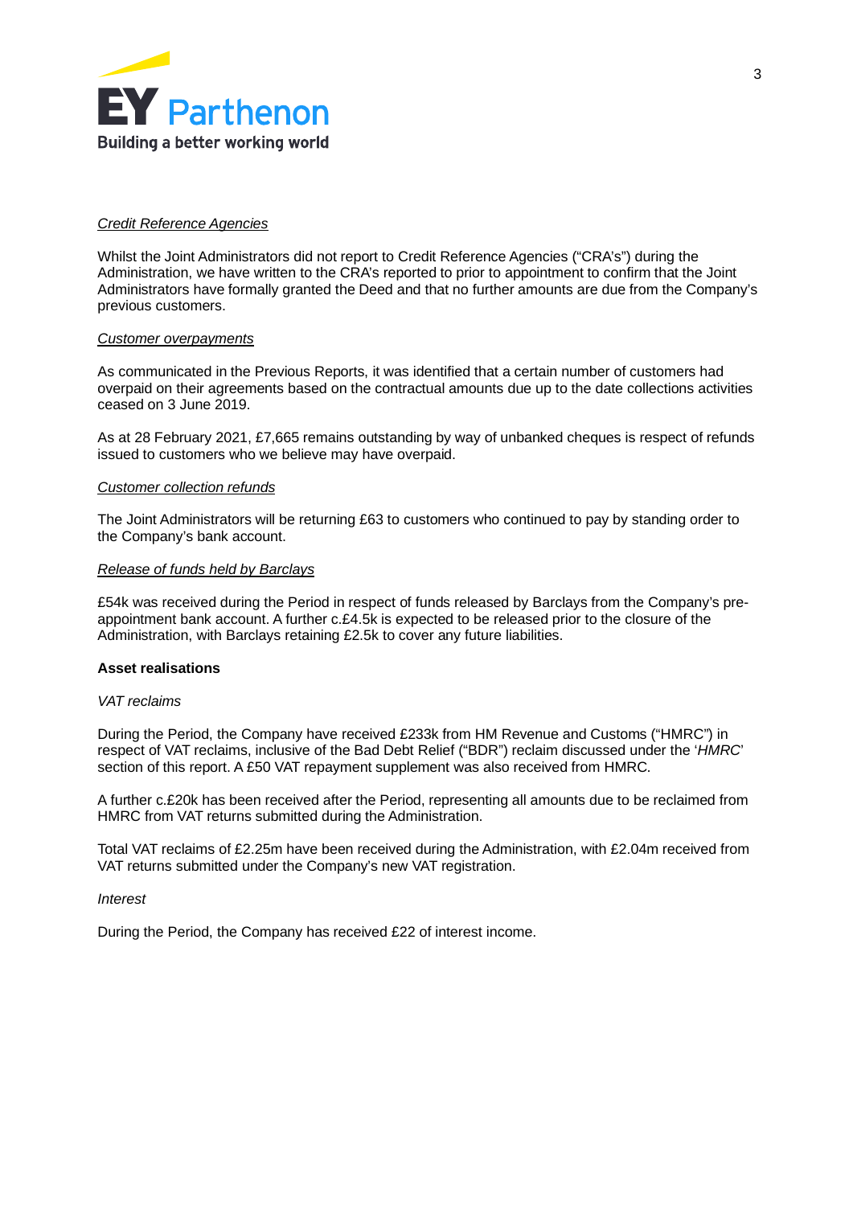*Credit Reference Agencies*

Whilst the Joint Administrators did not report to Credit Reference Agencies ("CRA's") during the Administration, we have written to the CRA's reported to prior to appointment to confirm that the Joint Administrators have formally granted the Deed and that no further amounts are due from the Company's previous customers.

*Customer overpayments*

As communicated in the Previous Reports, it was identified that a certain number of customers had overpaid on their agreements based on the contractual amounts due up to the date collections activities ceased on 3 June 2019.

As at 28 February 2021, £7,665 remains outstanding by way of unbanked cheques is respect of refunds issued to customers who we believe may have overpaid.

*Customer collection refunds*

The Joint Administrators will be returning £63 to customers who continued to pay by standing order to the Company's bank account.

*Release of funds held by Barclays*

£54k was received during the Period in respect of funds released by Barclays from the Company's pre-appointment bank account. A further c.£4.5k is expected to be released prior to the closure of the Administration, with Barclays retaining £2.5k to cover any future liabilities.

**Asset realisations**

*VAT reclaims*

During the Period, the Company have received £233k from HM Revenue and Customs ("HMRC") in respect of VAT reclaims, inclusive of the Bad Debt Relief ("BDR") reclaim discussed under the '*HMRC*' section of this report. A £50 VAT repayment supplement was also received from HMRC.

A further c.£20k has been received after the Period, representing all amounts due to be reclaimed from HMRC from VAT returns submitted during the Administration.

Total VAT reclaims of £2.25m have been received during the Administration, with £2.04m received from VAT returns submitted under the Company's new VAT registration.

*Interest*

During the Period, the Company has received £22 of interest income.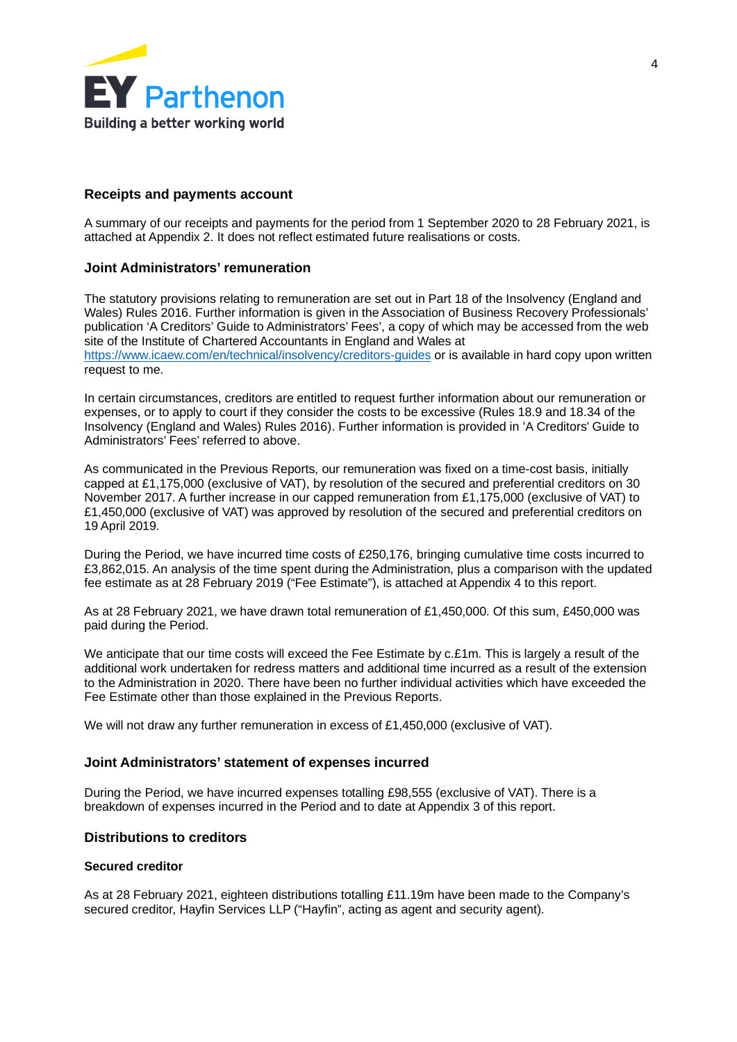## Receipts and payments account

A summary of our receipts and payments for the period from 1 September 2020 to 28 February 2021, is attached at Appendix 2. It does not reflect estimated future realisations or costs.

## Joint Administrators' remuneration

The statutory provisions relating to remuneration are set out in Part 18 of the Insolvency (England and Wales) Rules 2016. Further information is given in the Association of Business Recovery Professionals' publication 'A Creditors' Guide to Administrators' Fees', a copy of which may be accessed from the web site of the Institute of Chartered Accountants in England and Wales at https://www.icaew.com/en/technical/insolvency/creditors-guides or is available in hard copy upon written request to me.

In certain circumstances, creditors are entitled to request further information about our remuneration or expenses, or to apply to court if they consider the costs to be excessive (Rules 18.9 and 18.34 of the Insolvency (England and Wales) Rules 2016). Further information is provided in 'A Creditors' Guide to Administrators' Fees' referred to above.

As communicated in the Previous Reports, our remuneration was fixed on a time-cost basis, initially capped at £1,175,000 (exclusive of VAT), by resolution of the secured and preferential creditors on 30 November 2017. A further increase in our capped remuneration from £1,175,000 (exclusive of VAT) to £1,450,000 (exclusive of VAT) was approved by resolution of the secured and preferential creditors on 19 April 2019.

During the Period, we have incurred time costs of £250,176, bringing cumulative time costs incurred to £3,862,015. An analysis of the time spent during the Administration, plus a comparison with the updated fee estimate as at 28 February 2019 ("Fee Estimate"), is attached at Appendix 4 to this report.

As at 28 February 2021, we have drawn total remuneration of £1,450,000. Of this sum, £450,000 was paid during the Period.

We anticipate that our time costs will exceed the Fee Estimate by c.£1m. This is largely a result of the additional work undertaken for redress matters and additional time incurred as a result of the extension to the Administration in 2020. There have been no further individual activities which have exceeded the Fee Estimate other than those explained in the Previous Reports.

We will not draw any further remuneration in excess of £1,450,000 (exclusive of VAT).

## Joint Administrators' statement of expenses incurred

During the Period, we have incurred expenses totalling £98,555 (exclusive of VAT). There is a breakdown of expenses incurred in the Period and to date at Appendix 3 of this report.

## Distributions to creditors

### Secured creditor

As at 28 February 2021, eighteen distributions totalling £11.19m have been made to the Company's secured creditor, Hayfin Services LLP ("Hayfin", acting as agent and security agent).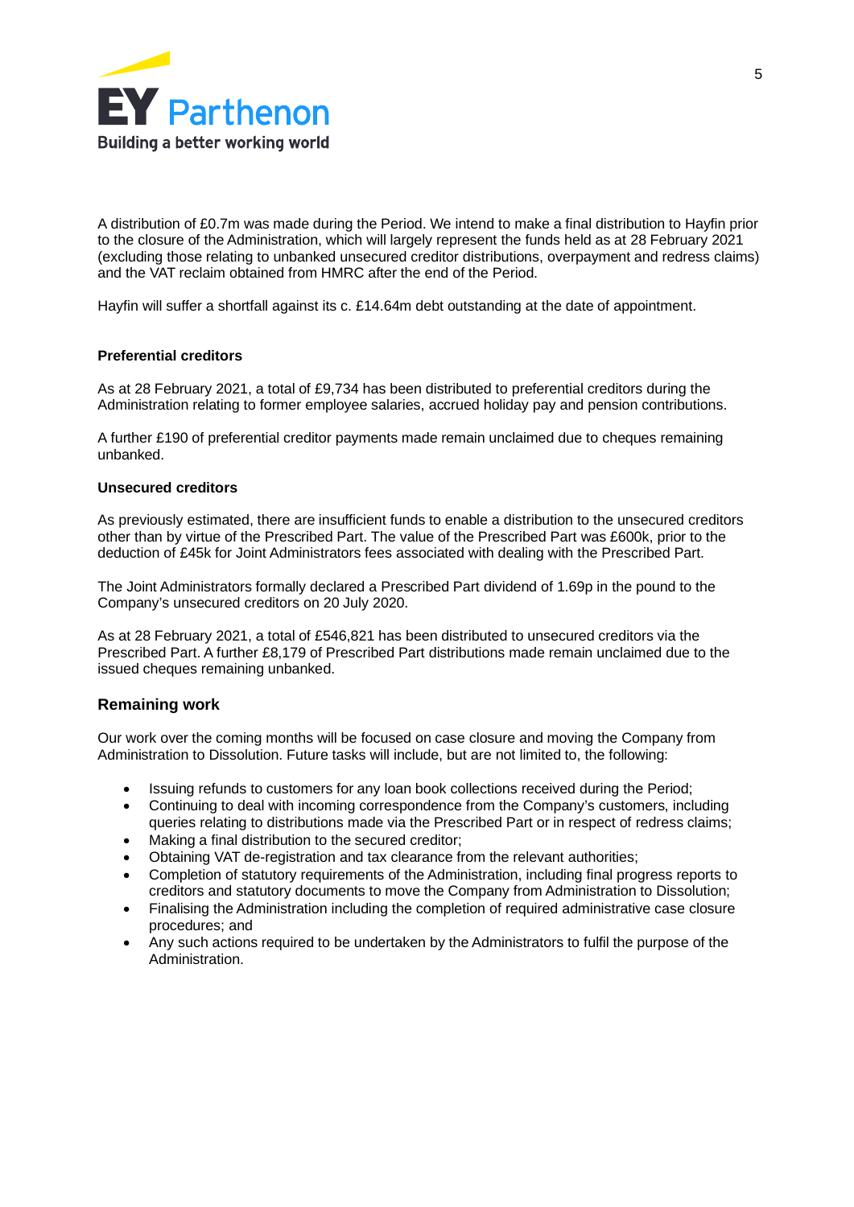A distribution of £0.7m was made during the Period. We intend to make a final distribution to Hayfin prior to the closure of the Administration, which will largely represent the funds held as at 28 February 2021 (excluding those relating to unbanked unsecured creditor distributions, overpayment and redress claims) and the VAT reclaim obtained from HMRC after the end of the Period.

Hayfin will suffer a shortfall against its c. £14.64m debt outstanding at the date of appointment.

**Preferential creditors**

As at 28 February 2021, a total of £9,734 has been distributed to preferential creditors during the Administration relating to former employee salaries, accrued holiday pay and pension contributions.

A further £190 of preferential creditor payments made remain unclaimed due to cheques remaining unbanked.

**Unsecured creditors**

As previously estimated, there are insufficient funds to enable a distribution to the unsecured creditors other than by virtue of the Prescribed Part. The value of the Prescribed Part was £600k, prior to the deduction of £45k for Joint Administrators fees associated with dealing with the Prescribed Part.

The Joint Administrators formally declared a Prescribed Part dividend of 1.69p in the pound to the Company's unsecured creditors on 20 July 2020.

As at 28 February 2021, a total of £546,821 has been distributed to unsecured creditors via the Prescribed Part. A further £8,179 of Prescribed Part distributions made remain unclaimed due to the issued cheques remaining unbanked.

## Remaining work

Our work over the coming months will be focused on case closure and moving the Company from Administration to Dissolution. Future tasks will include, but are not limited to, the following:

- Issuing refunds to customers for any loan book collections received during the Period;
- Continuing to deal with incoming correspondence from the Company's customers, including queries relating to distributions made via the Prescribed Part or in respect of redress claims;
- Making a final distribution to the secured creditor;
- Obtaining VAT de-registration and tax clearance from the relevant authorities;
- Completion of statutory requirements of the Administration, including final progress reports to creditors and statutory documents to move the Company from Administration to Dissolution;
- Finalising the Administration including the completion of required administrative case closure procedures; and
- Any such actions required to be undertaken by the Administrators to fulfil the purpose of the Administration.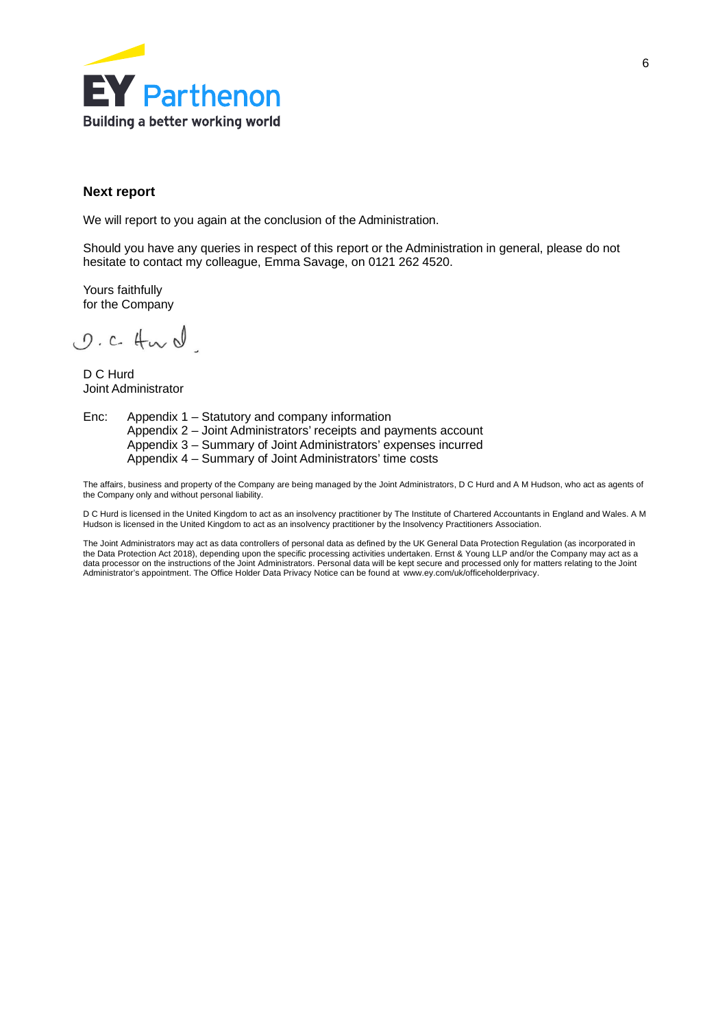## Next report

We will report to you again at the conclusion of the Administration.

Should you have any queries in respect of this report or the Administration in general, please do not hesitate to contact my colleague, Emma Savage, on 0121 262 4520.

Yours faithfully
for the Company

D C Hurd
Joint Administrator

Enc: Appendix 1 – Statutory and company information
Appendix 2 – Joint Administrators' receipts and payments account
Appendix 3 – Summary of Joint Administrators' expenses incurred
Appendix 4 – Summary of Joint Administrators' time costs

The affairs, business and property of the Company are being managed by the Joint Administrators, D C Hurd and A M Hudson, who act as agents of the Company only and without personal liability.

D C Hurd is licensed in the United Kingdom to act as an insolvency practitioner by The Institute of Chartered Accountants in England and Wales. A M Hudson is licensed in the United Kingdom to act as an insolvency practitioner by the Insolvency Practitioners Association.

The Joint Administrators may act as data controllers of personal data as defined by the UK General Data Protection Regulation (as incorporated in the Data Protection Act 2018), depending upon the specific processing activities undertaken. Ernst & Young LLP and/or the Company may act as a data processor on the instructions of the Joint Administrators. Personal data will be kept secure and processed only for matters relating to the Joint Administrator's appointment. The Office Holder Data Privacy Notice can be found at www.ey.com/uk/officeholderprivacy.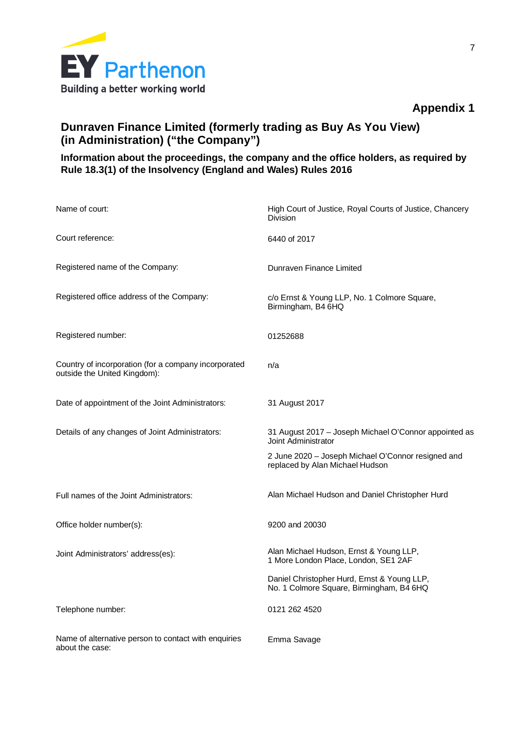## Appendix 1

## Dunraven Finance Limited (formerly trading as Buy As You View) (in Administration) ("the Company")

### Information about the proceedings, the company and the office holders, as required by Rule 18.3(1) of the Insolvency (England and Wales) Rules 2016

| | |
|---|---|
| Name of court: | High Court of Justice, Royal Courts of Justice, Chancery Division |
| Court reference: | 6440 of 2017 |
| Registered name of the Company: | Dunraven Finance Limited |
| Registered office address of the Company: | c/o Ernst & Young LLP, No. 1 Colmore Square, Birmingham, B4 6HQ |
| Registered number: | 01252688 |
| Country of incorporation (for a company incorporated outside the United Kingdom): | n/a |
| Date of appointment of the Joint Administrators: | 31 August 2017 |
| Details of any changes of Joint Administrators: | 31 August 2017 – Joseph Michael O'Connor appointed as Joint Administrator<br><br>2 June 2020 – Joseph Michael O'Connor resigned and replaced by Alan Michael Hudson |
| Full names of the Joint Administrators: | Alan Michael Hudson and Daniel Christopher Hurd |
| Office holder number(s): | 9200 and 20030 |
| Joint Administrators' address(es): | Alan Michael Hudson, Ernst & Young LLP, 1 More London Place, London, SE1 2AF<br><br>Daniel Christopher Hurd, Ernst & Young LLP, No. 1 Colmore Square, Birmingham, B4 6HQ |
| Telephone number: | 0121 262 4520 |
| Name of alternative person to contact with enquiries about the case: | Emma Savage |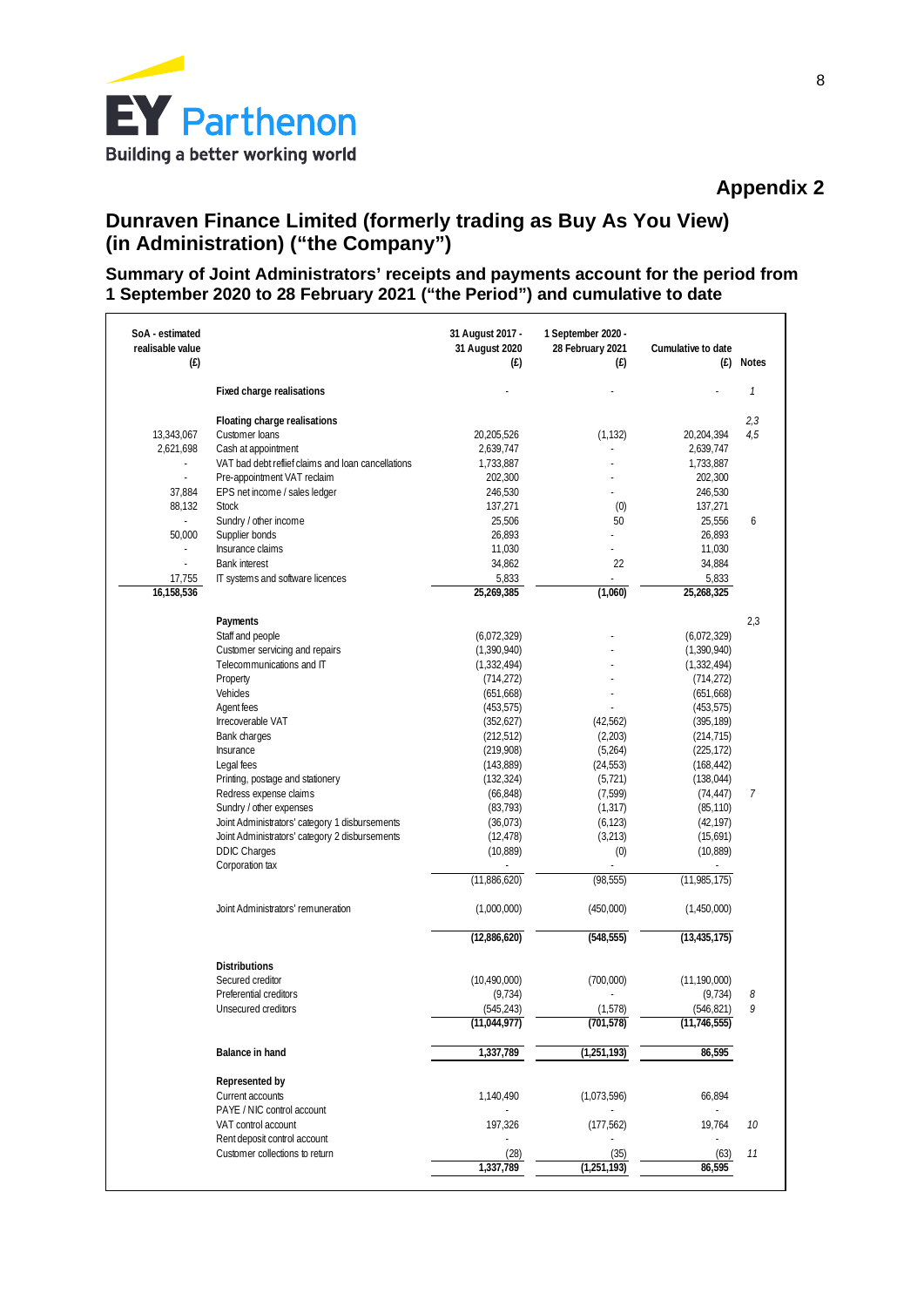## Appendix 2

## Dunraven Finance Limited (formerly trading as Buy As You View) (in Administration) ("the Company")

### Summary of Joint Administrators' receipts and payments account for the period from 1 September 2020 to 28 February 2021 ("the Period") and cumulative to date

| SoA - estimated realisable value (£) | | 31 August 2017 - 31 August 2020 (£) | 1 September 2020 - 28 February 2021 (£) | Cumulative to date (£) | Notes |
|---|---|---|---|---|---|
| | **Fixed charge realisations** | - | - | - | *1* |
| | **Floating charge realisations** | | | | *2,3* |
| 13,343,067 | Customer loans | 20,205,526 | (1,132) | 20,204,394 | *4,5* |
| 2,621,698 | Cash at appointment | 2,639,747 | - | 2,639,747 | |
| - | VAT bad debt relief claims and loan cancellations | 1,733,887 | - | 1,733,887 | |
| - | Pre-appointment VAT reclaim | 202,300 | - | 202,300 | |
| 37,884 | EPS net income / sales ledger | 246,530 | - | 246,530 | |
| 88,132 | Stock | 137,271 | (0) | 137,271 | |
| - | Sundry / other income | 25,506 | 50 | 25,556 | 6 |
| 50,000 | Supplier bonds | 26,893 | - | 26,893 | |
| - | Insurance claims | 11,030 | - | 11,030 | |
| - | Bank interest | 34,862 | 22 | 34,884 | |
| 17,755 | IT systems and software licences | 5,833 | - | 5,833 | |
| **16,158,536** | | **25,269,385** | **(1,060)** | **25,268,325** | |
| | **Payments** | | | | 2,3 |
| | Staff and people | (6,072,329) | - | (6,072,329) | |
| | Customer servicing and repairs | (1,390,940) | - | (1,390,940) | |
| | Telecommunications and IT | (1,332,494) | - | (1,332,494) | |
| | Property | (714,272) | - | (714,272) | |
| | Vehicles | (651,668) | - | (651,668) | |
| | Agent fees | (453,575) | - | (453,575) | |
| | Irrecoverable VAT | (352,627) | (42,562) | (395,189) | |
| | Bank charges | (212,512) | (2,203) | (214,715) | |
| | Insurance | (219,908) | (5,264) | (225,172) | |
| | Legal fees | (143,889) | (24,553) | (168,442) | |
| | Printing, postage and stationery | (132,324) | (5,721) | (138,044) | |
| | Redress expense claims | (66,848) | (7,599) | (74,447) | *7* |
| | Sundry / other expenses | (83,793) | (1,317) | (85,110) | |
| | Joint Administrators' category 1 disbursements | (36,073) | (6,123) | (42,197) | |
| | Joint Administrators' category 2 disbursements | (12,478) | (3,213) | (15,691) | |
| | DDIC Charges | (10,889) | (0) | (10,889) | |
| | Corporation tax | - | - | - | |
| | | (11,886,620) | (98,555) | (11,985,175) | |
| | Joint Administrators' remuneration | (1,000,000) | (450,000) | (1,450,000) | |
| | | **(12,886,620)** | **(548,555)** | **(13,435,175)** | |
| | **Distributions** | | | | |
| | Secured creditor | (10,490,000) | (700,000) | (11,190,000) | |
| | Preferential creditors | (9,734) | - | (9,734) | *8* |
| | Unsecured creditors | (545,243) | (1,578) | (546,821) | *9* |
| | | **(11,044,977)** | **(701,578)** | **(11,746,555)** | |
| | **Balance in hand** | **1,337,789** | **(1,251,193)** | **86,595** | |
| | **Represented by** | | | | |
| | Current accounts | 1,140,490 | (1,073,596) | 66,894 | |
| | PAYE / NIC control account | - | - | - | |
| | VAT control account | 197,326 | (177,562) | 19,764 | *10* |
| | Rent deposit control account | - | - | - | |
| | Customer collections to return | (28) | (35) | (63) | *11* |
| | | **1,337,789** | **(1,251,193)** | **86,595** | |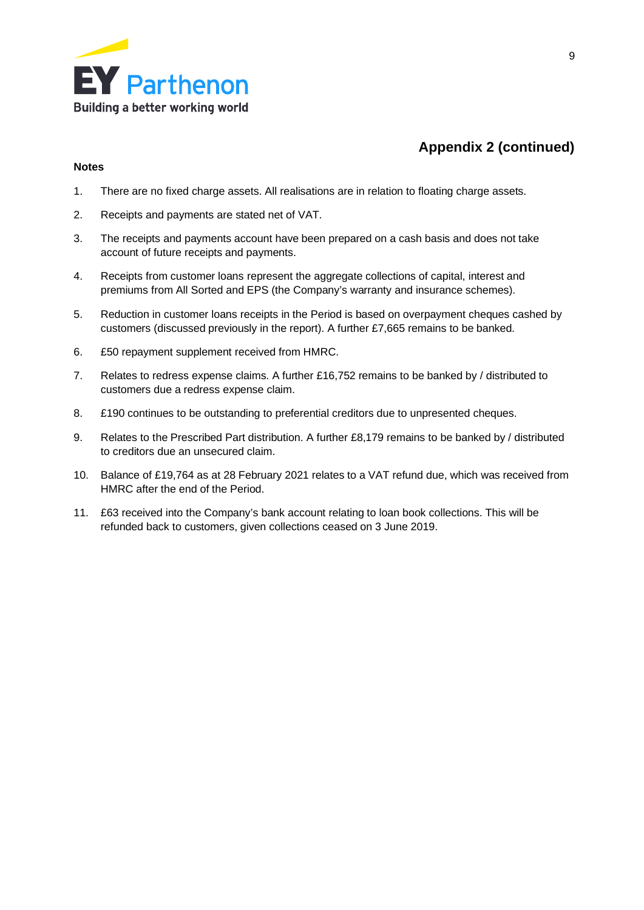## Appendix 2 (continued)

**Notes**

1. There are no fixed charge assets. All realisations are in relation to floating charge assets.
2. Receipts and payments are stated net of VAT.
3. The receipts and payments account have been prepared on a cash basis and does not take account of future receipts and payments.
4. Receipts from customer loans represent the aggregate collections of capital, interest and premiums from All Sorted and EPS (the Company's warranty and insurance schemes).
5. Reduction in customer loans receipts in the Period is based on overpayment cheques cashed by customers (discussed previously in the report). A further £7,665 remains to be banked.
6. £50 repayment supplement received from HMRC.
7. Relates to redress expense claims. A further £16,752 remains to be banked by / distributed to customers due a redress expense claim.
8. £190 continues to be outstanding to preferential creditors due to unpresented cheques.
9. Relates to the Prescribed Part distribution. A further £8,179 remains to be banked by / distributed to creditors due an unsecured claim.
10. Balance of £19,764 as at 28 February 2021 relates to a VAT refund due, which was received from HMRC after the end of the Period.
11. £63 received into the Company's bank account relating to loan book collections. This will be refunded back to customers, given collections ceased on 3 June 2019.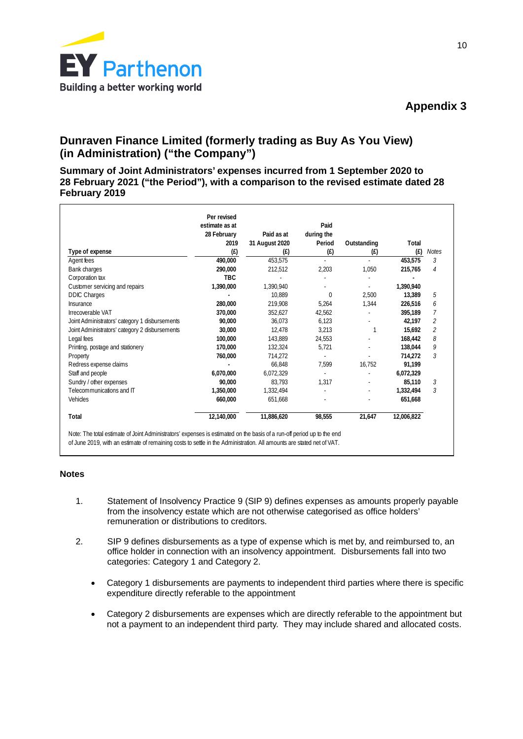## Appendix 3

# Dunraven Finance Limited (formerly trading as Buy As You View) (in Administration) ("the Company")

### Summary of Joint Administrators' expenses incurred from 1 September 2020 to 28 February 2021 ("the Period"), with a comparison to the revised estimate dated 28 February 2019

| Type of expense | Per revised estimate as at 28 February 2019 (£) | Paid as at 31 August 2020 (£) | Paid during the Period (£) | Outstanding (£) | Total (£) | Notes |
|---|---|---|---|---|---|---|
| Agent fees | **490,000** | 453,575 | - | - | **453,575** | 3 |
| Bank charges | **290,000** | 212,512 | 2,203 | 1,050 | **215,765** | 4 |
| Corporation tax | **TBC** | - | - | - | **-** | |
| Customer servicing and repairs | **1,390,000** | 1,390,940 | - | - | **1,390,940** | |
| DDIC Charges | **-** | 10,889 | 0 | 2,500 | **13,389** | 5 |
| Insurance | **280,000** | 219,908 | 5,264 | 1,344 | **226,516** | 6 |
| Irrecoverable VAT | **370,000** | 352,627 | 42,562 | - | **395,189** | 7 |
| Joint Administrators' category 1 disbursements | **90,000** | 36,073 | 6,123 | - | **42,197** | 2 |
| Joint Administrators' category 2 disbursements | **30,000** | 12,478 | 3,213 | 1 | **15,692** | 2 |
| Legal fees | **100,000** | 143,889 | 24,553 | - | **168,442** | 8 |
| Printing, postage and stationery | **170,000** | 132,324 | 5,721 | - | **138,044** | 9 |
| Property | **760,000** | 714,272 | - | - | **714,272** | 3 |
| Redress expense claims | **-** | 66,848 | 7,599 | 16,752 | **91,199** | |
| Staff and people | **6,070,000** | 6,072,329 | - | - | **6,072,329** | |
| Sundry / other expenses | **90,000** | 83,793 | 1,317 | - | **85,110** | 3 |
| Telecommunications and IT | **1,350,000** | 1,332,494 | - | - | **1,332,494** | 3 |
| Vehicles | **660,000** | 651,668 | - | - | **651,668** | |
| **Total** | **12,140,000** | **11,886,620** | **98,555** | **21,647** | **12,006,822** | |

Note: The total estimate of Joint Administrators' expenses is estimated on the basis of a run-off period up to the end of June 2019, with an estimate of remaining costs to settle in the Administration. All amounts are stated net of VAT.

### Notes

1. Statement of Insolvency Practice 9 (SIP 9) defines expenses as amounts properly payable from the insolvency estate which are not otherwise categorised as office holders' remuneration or distributions to creditors.

2. SIP 9 defines disbursements as a type of expense which is met by, and reimbursed to, an office holder in connection with an insolvency appointment. Disbursements fall into two categories: Category 1 and Category 2.

   - Category 1 disbursements are payments to independent third parties where there is specific expenditure directly referable to the appointment

   - Category 2 disbursements are expenses which are directly referable to the appointment but not a payment to an independent third party. They may include shared and allocated costs.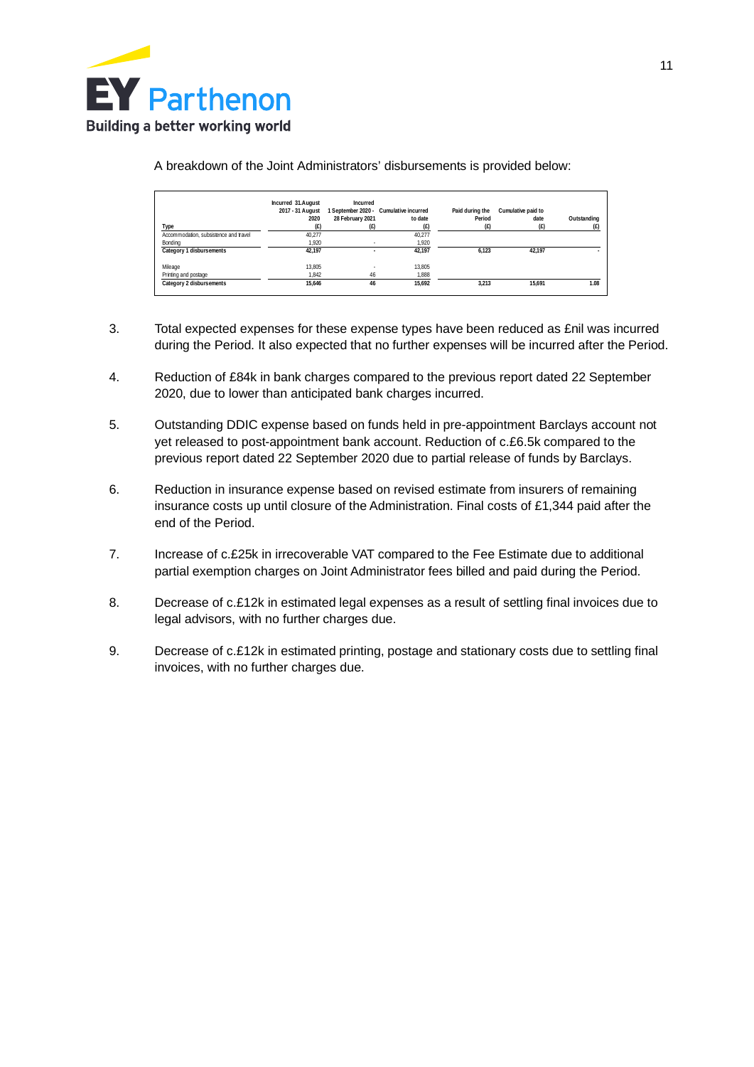A breakdown of the Joint Administrators' disbursements is provided below:

| Type | Incurred 31 August 2017 - 31 August 2020 (£) | Incurred 1 September 2020 - 28 February 2021 (£) | Cumulative incurred to date (£) | Paid during the Period (£) | Cumulative paid to date (£) | Outstanding (£) |
|---|---|---|---|---|---|---|
| Accommodation, subsistence and travel | 40,277 | | 40,277 | | | |
| Bonding | 1,920 | - | 1,920 | | | |
| **Category 1 disbursements** | **42,197** | **-** | **42,197** | **6,123** | **42,197** | **-** |
| | | | | | | |
| Mileage | 13,805 | - | 13,805 | | | |
| Printing and postage | 1,842 | 46 | 1,888 | | | |
| **Category 2 disbursements** | **15,646** | **46** | **15,692** | **3,213** | **15,691** | **1.08** |

3. Total expected expenses for these expense types have been reduced as £nil was incurred during the Period. It also expected that no further expenses will be incurred after the Period.

4. Reduction of £84k in bank charges compared to the previous report dated 22 September 2020, due to lower than anticipated bank charges incurred.

5. Outstanding DDIC expense based on funds held in pre-appointment Barclays account not yet released to post-appointment bank account. Reduction of c.£6.5k compared to the previous report dated 22 September 2020 due to partial release of funds by Barclays.

6. Reduction in insurance expense based on revised estimate from insurers of remaining insurance costs up until closure of the Administration. Final costs of £1,344 paid after the end of the Period.

7. Increase of c.£25k in irrecoverable VAT compared to the Fee Estimate due to additional partial exemption charges on Joint Administrator fees billed and paid during the Period.

8. Decrease of c.£12k in estimated legal expenses as a result of settling final invoices due to legal advisors, with no further charges due.

9. Decrease of c.£12k in estimated printing, postage and stationary costs due to settling final invoices, with no further charges due.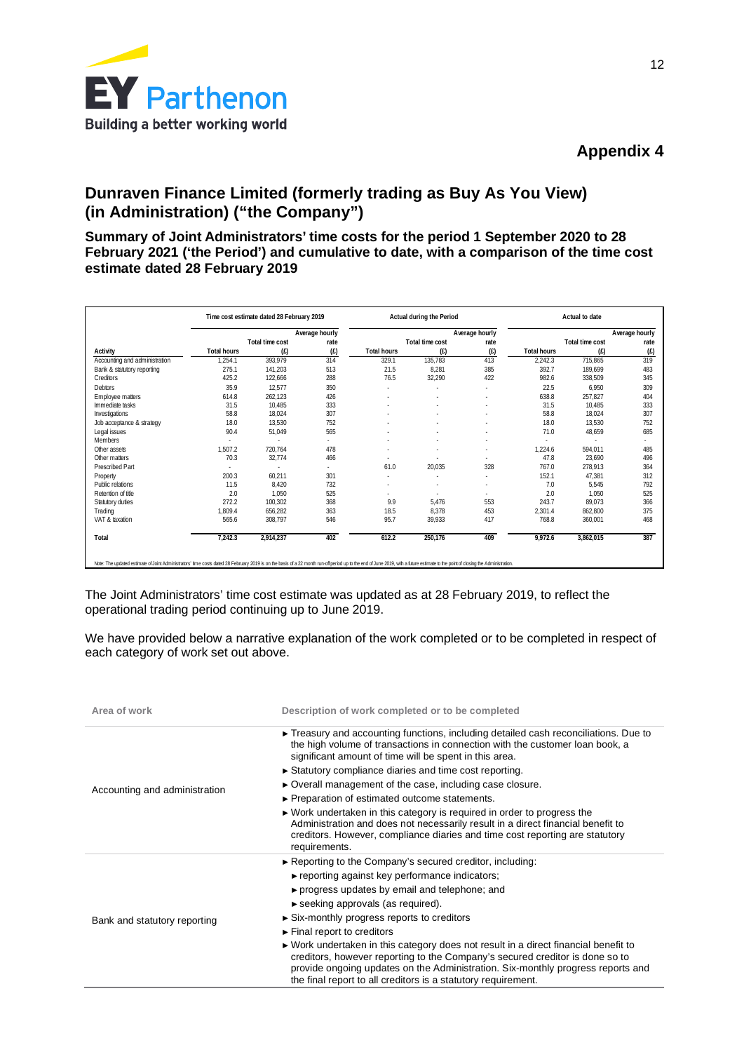## Appendix 4

## Dunraven Finance Limited (formerly trading as Buy As You View) (in Administration) ("the Company")

### Summary of Joint Administrators' time costs for the period 1 September 2020 to 28 February 2021 ('the Period') and cumulative to date, with a comparison of the time cost estimate dated 28 February 2019

| | Time cost estimate dated 28 February 2019 | | | Actual during the Period | | | Actual to date | | |
|---|---|---|---|---|---|---|---|---|---|
| Activity | Total hours | Total time cost (£) | Average hourly rate (£) | Total hours | Total time cost (£) | Average hourly rate (£) | Total hours | Total time cost (£) | Average hourly rate (£) |
| Accounting and administration | 1,254.1 | 393,979 | 314 | 329.1 | 135,783 | 413 | 2,242.3 | 715,865 | 319 |
| Bank & statutory reporting | 275.1 | 141,203 | 513 | 21.5 | 8,281 | 385 | 392.7 | 189,699 | 483 |
| Creditors | 425.2 | 122,666 | 288 | 76.5 | 32,290 | 422 | 982.6 | 338,509 | 345 |
| Debtors | 35.9 | 12,577 | 350 | - | - | - | 22.5 | 6,950 | 309 |
| Employee matters | 614.8 | 262,123 | 426 | - | - | - | 638.8 | 257,827 | 404 |
| Immediate tasks | 31.5 | 10,485 | 333 | - | - | - | 31.5 | 10,485 | 333 |
| Investigations | 58.8 | 18,024 | 307 | - | - | - | 58.8 | 18,024 | 307 |
| Job acceptance & strategy | 18.0 | 13,530 | 752 | - | - | - | 18.0 | 13,530 | 752 |
| Legal issues | 90.4 | 51,049 | 565 | - | - | - | 71.0 | 48,659 | 685 |
| Members | - | - | - | - | - | - | - | - | - |
| Other assets | 1,507.2 | 720,764 | 478 | - | - | - | 1,224.6 | 594,011 | 485 |
| Other matters | 70.3 | 32,774 | 466 | - | - | - | 47.8 | 23,690 | 496 |
| Prescribed Part | - | - | - | 61.0 | 20,035 | 328 | 767.0 | 278,913 | 364 |
| Property | 200.3 | 60,211 | 301 | - | - | - | 152.1 | 47,381 | 312 |
| Public relations | 11.5 | 8,420 | 732 | - | - | - | 7.0 | 5,545 | 792 |
| Retention of title | 2.0 | 1,050 | 525 | - | - | - | 2.0 | 1,050 | 525 |
| Statutory duties | 272.2 | 100,302 | 368 | 9.9 | 5,476 | 553 | 243.7 | 89,073 | 366 |
| Trading | 1,809.4 | 656,282 | 363 | 18.5 | 8,378 | 453 | 2,301.4 | 862,800 | 375 |
| VAT & taxation | 565.6 | 308,797 | 546 | 95.7 | 39,933 | 417 | 768.8 | 360,001 | 468 |
| **Total** | **7,242.3** | **2,914,237** | **402** | **612.2** | **250,176** | **409** | **9,972.6** | **3,862,015** | **387** |

Note: The updated estimate of Joint Administrators' time costs dated 28 February 2019 is on the basis of a 22 month run-off period up to the end of June 2019, with a future estimate to the point of closing the Administration.

The Joint Administrators' time cost estimate was updated as at 28 February 2019, to reflect the operational trading period continuing up to June 2019.

We have provided below a narrative explanation of the work completed or to be completed in respect of each category of work set out above.

| Area of work | Description of work completed or to be completed |
|---|---|
| Accounting and administration | ► Treasury and accounting functions, including detailed cash reconciliations. Due to the high volume of transactions in connection with the customer loan book, a significant amount of time will be spent in this area.<br>► Statutory compliance diaries and time cost reporting.<br>► Overall management of the case, including case closure.<br>► Preparation of estimated outcome statements.<br>► Work undertaken in this category is required in order to progress the Administration and does not necessarily result in a direct financial benefit to creditors. However, compliance diaries and time cost reporting are statutory requirements. |
| Bank and statutory reporting | ► Reporting to the Company's secured creditor, including:<br>► reporting against key performance indicators;<br>► progress updates by email and telephone; and<br>► seeking approvals (as required).<br>► Six-monthly progress reports to creditors<br>► Final report to creditors<br>► Work undertaken in this category does not result in a direct financial benefit to creditors, however reporting to the Company's secured creditor is done so to provide ongoing updates on the Administration. Six-monthly progress reports and the final report to all creditors is a statutory requirement. |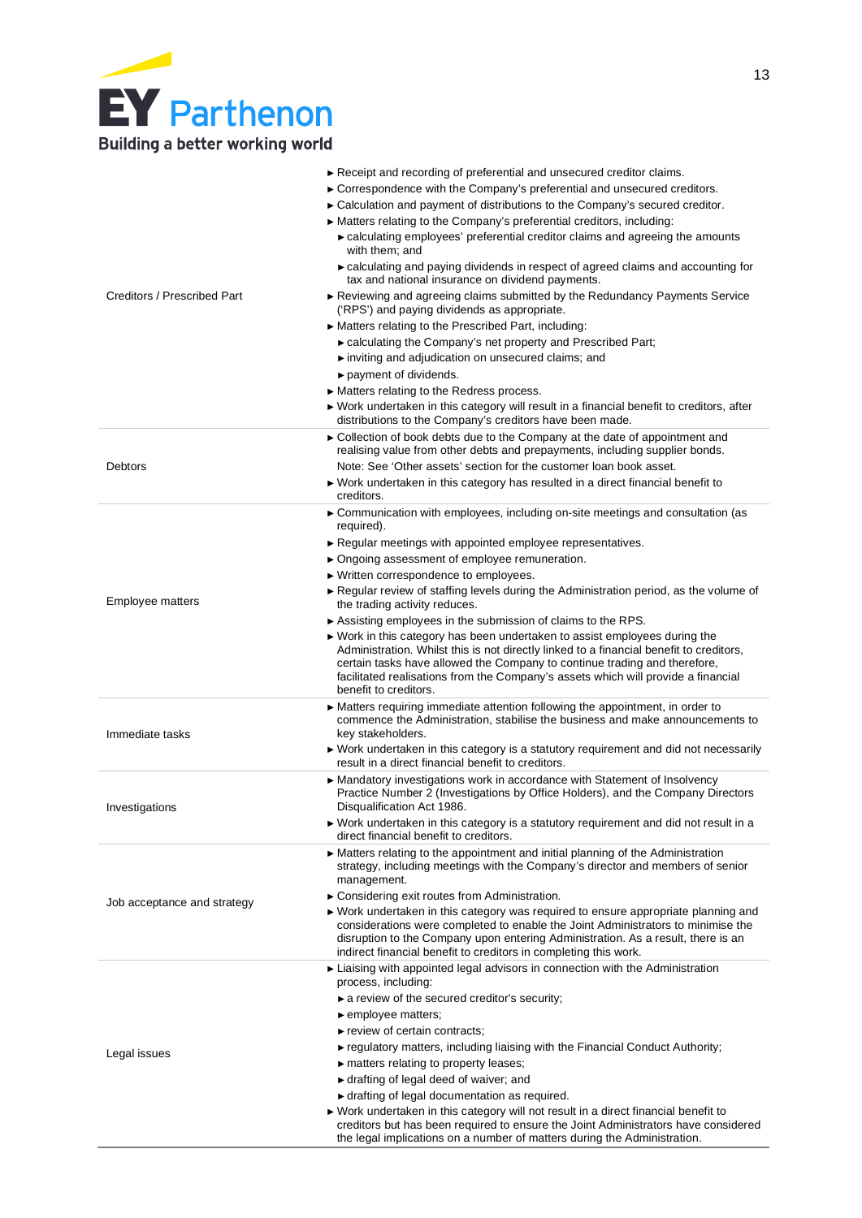| | |
|---|---|
| Creditors / Prescribed Part | ► Receipt and recording of preferential and unsecured creditor claims.<br>► Correspondence with the Company's preferential and unsecured creditors.<br>► Calculation and payment of distributions to the Company's secured creditor.<br>► Matters relating to the Company's preferential creditors, including:<br>  ► calculating employees' preferential creditor claims and agreeing the amounts with them; and<br>  ► calculating and paying dividends in respect of agreed claims and accounting for tax and national insurance on dividend payments.<br>► Reviewing and agreeing claims submitted by the Redundancy Payments Service ('RPS') and paying dividends as appropriate.<br>► Matters relating to the Prescribed Part, including:<br>  ► calculating the Company's net property and Prescribed Part;<br>  ► inviting and adjudication on unsecured claims; and<br>  ► payment of dividends.<br>► Matters relating to the Redress process.<br>► Work undertaken in this category will result in a financial benefit to creditors, after distributions to the Company's creditors have been made. |
| Debtors | ► Collection of book debts due to the Company at the date of appointment and realising value from other debts and prepayments, including supplier bonds.<br>Note: See 'Other assets' section for the customer loan book asset.<br>► Work undertaken in this category has resulted in a direct financial benefit to creditors. |
| Employee matters | ► Communication with employees, including on-site meetings and consultation (as required).<br>► Regular meetings with appointed employee representatives.<br>► Ongoing assessment of employee remuneration.<br>► Written correspondence to employees.<br>► Regular review of staffing levels during the Administration period, as the volume of the trading activity reduces.<br>► Assisting employees in the submission of claims to the RPS.<br>► Work in this category has been undertaken to assist employees during the Administration. Whilst this is not directly linked to a financial benefit to creditors, certain tasks have allowed the Company to continue trading and therefore, facilitated realisations from the Company's assets which will provide a financial benefit to creditors. |
| Immediate tasks | ► Matters requiring immediate attention following the appointment, in order to commence the Administration, stabilise the business and make announcements to key stakeholders.<br>► Work undertaken in this category is a statutory requirement and did not necessarily result in a direct financial benefit to creditors. |
| Investigations | ► Mandatory investigations work in accordance with Statement of Insolvency Practice Number 2 (Investigations by Office Holders), and the Company Directors Disqualification Act 1986.<br>► Work undertaken in this category is a statutory requirement and did not result in a direct financial benefit to creditors. |
| Job acceptance and strategy | ► Matters relating to the appointment and initial planning of the Administration strategy, including meetings with the Company's director and members of senior management.<br>► Considering exit routes from Administration.<br>► Work undertaken in this category was required to ensure appropriate planning and considerations were completed to enable the Joint Administrators to minimise the disruption to the Company upon entering Administration. As a result, there is an indirect financial benefit to creditors in completing this work. |
| Legal issues | ► Liaising with appointed legal advisors in connection with the Administration process, including:<br>  ► a review of the secured creditor's security;<br>  ► employee matters;<br>  ► review of certain contracts;<br>  ► regulatory matters, including liaising with the Financial Conduct Authority;<br>  ► matters relating to property leases;<br>  ► drafting of legal deed of waiver; and<br>  ► drafting of legal documentation as required.<br>► Work undertaken in this category will not result in a direct financial benefit to creditors but has been required to ensure the Joint Administrators have considered the legal implications on a number of matters during the Administration. |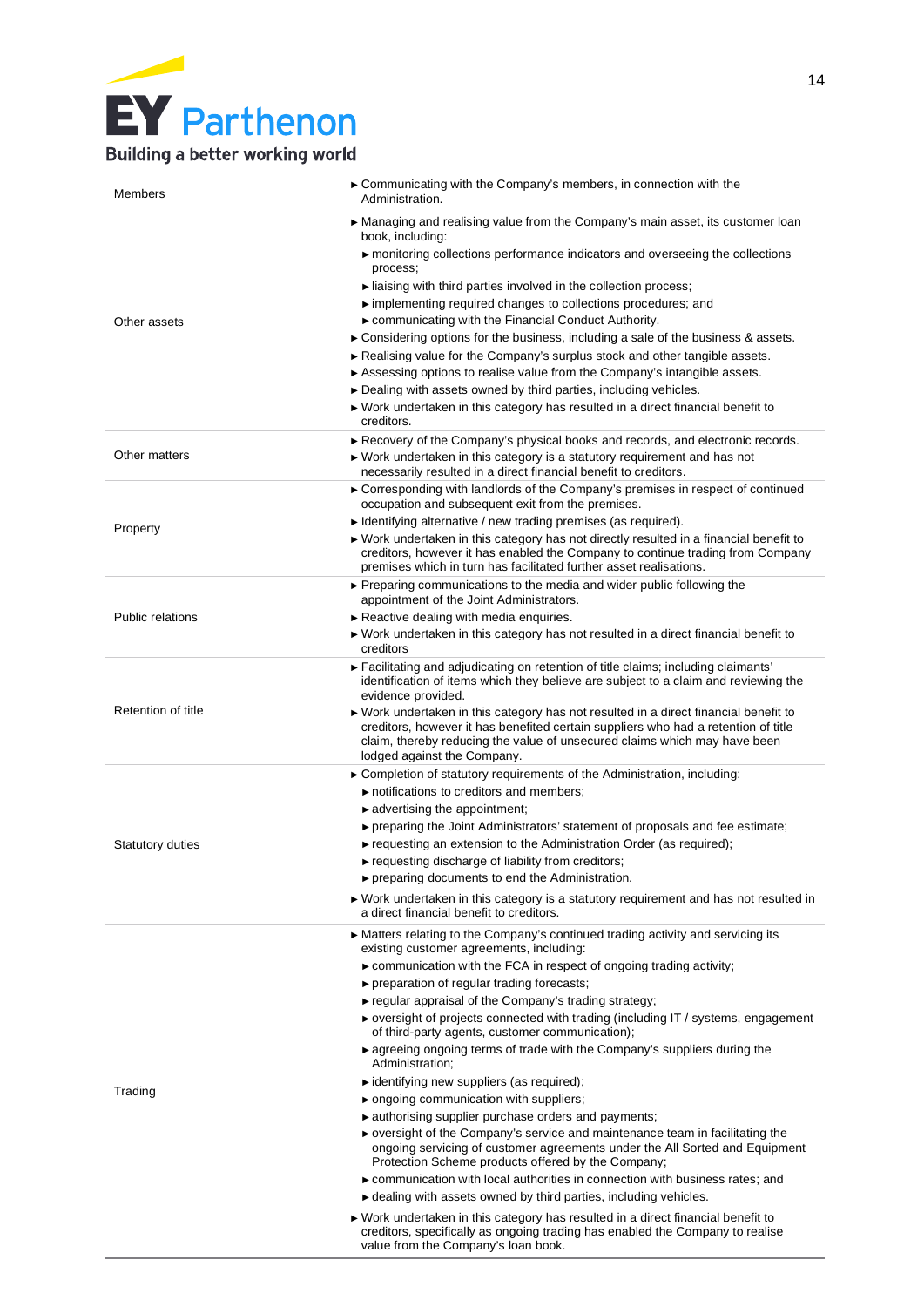| | |
|---|---|
| Members | ► Communicating with the Company's members, in connection with the Administration. |
| Other assets | ► Managing and realising value from the Company's main asset, its customer loan book, including:<br>► monitoring collections performance indicators and overseeing the collections process;<br>► liaising with third parties involved in the collection process;<br>► implementing required changes to collections procedures; and<br>► communicating with the Financial Conduct Authority.<br>► Considering options for the business, including a sale of the business & assets.<br>► Realising value for the Company's surplus stock and other tangible assets.<br>► Assessing options to realise value from the Company's intangible assets.<br>► Dealing with assets owned by third parties, including vehicles.<br>► Work undertaken in this category has resulted in a direct financial benefit to creditors. |
| Other matters | ► Recovery of the Company's physical books and records, and electronic records.<br>► Work undertaken in this category is a statutory requirement and has not necessarily resulted in a direct financial benefit to creditors. |
| Property | ► Corresponding with landlords of the Company's premises in respect of continued occupation and subsequent exit from the premises.<br>► Identifying alternative / new trading premises (as required).<br>► Work undertaken in this category has not directly resulted in a financial benefit to creditors, however it has enabled the Company to continue trading from Company premises which in turn has facilitated further asset realisations. |
| Public relations | ► Preparing communications to the media and wider public following the appointment of the Joint Administrators.<br>► Reactive dealing with media enquiries.<br>► Work undertaken in this category has not resulted in a direct financial benefit to creditors |
| Retention of title | ► Facilitating and adjudicating on retention of title claims; including claimants' identification of items which they believe are subject to a claim and reviewing the evidence provided.<br>► Work undertaken in this category has not resulted in a direct financial benefit to creditors, however it has benefited certain suppliers who had a retention of title claim, thereby reducing the value of unsecured claims which may have been lodged against the Company. |
| Statutory duties | ► Completion of statutory requirements of the Administration, including:<br>► notifications to creditors and members;<br>► advertising the appointment;<br>► preparing the Joint Administrators' statement of proposals and fee estimate;<br>► requesting an extension to the Administration Order (as required);<br>► requesting discharge of liability from creditors;<br>► preparing documents to end the Administration.<br>► Work undertaken in this category is a statutory requirement and has not resulted in a direct financial benefit to creditors. |
| Trading | ► Matters relating to the Company's continued trading activity and servicing its existing customer agreements, including:<br>► communication with the FCA in respect of ongoing trading activity;<br>► preparation of regular trading forecasts;<br>► regular appraisal of the Company's trading strategy;<br>► oversight of projects connected with trading (including IT / systems, engagement of third-party agents, customer communication);<br>► agreeing ongoing terms of trade with the Company's suppliers during the Administration;<br>► identifying new suppliers (as required);<br>► ongoing communication with suppliers;<br>► authorising supplier purchase orders and payments;<br>► oversight of the Company's service and maintenance team in facilitating the ongoing servicing of customer agreements under the All Sorted and Equipment Protection Scheme products offered by the Company;<br>► communication with local authorities in connection with business rates; and<br>► dealing with assets owned by third parties, including vehicles.<br>► Work undertaken in this category has resulted in a direct financial benefit to creditors, specifically as ongoing trading has enabled the Company to realise value from the Company's loan book. |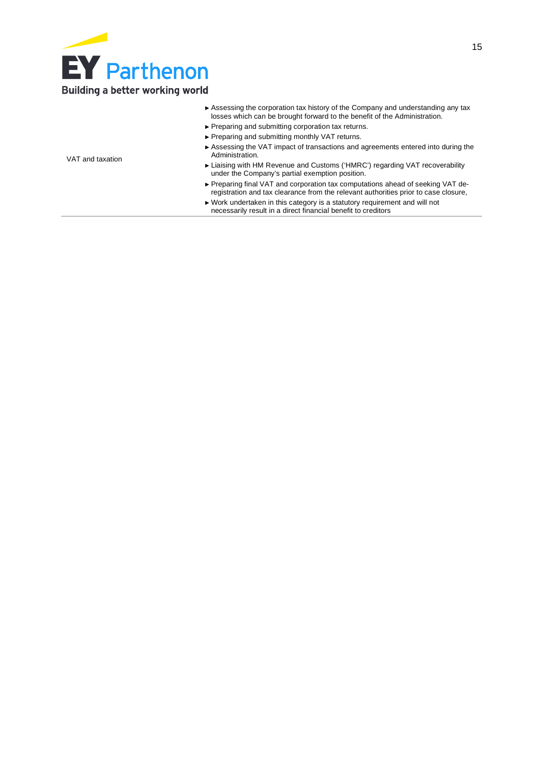| | |
|---|---|
| VAT and taxation | ► Assessing the corporation tax history of the Company and understanding any tax losses which can be brought forward to the benefit of the Administration.<br>► Preparing and submitting corporation tax returns.<br>► Preparing and submitting monthly VAT returns.<br>► Assessing the VAT impact of transactions and agreements entered into during the Administration.<br>► Liaising with HM Revenue and Customs ('HMRC') regarding VAT recoverability under the Company's partial exemption position.<br>► Preparing final VAT and corporation tax computations ahead of seeking VAT de-registration and tax clearance from the relevant authorities prior to case closure,<br>► Work undertaken in this category is a statutory requirement and will not necessarily result in a direct financial benefit to creditors |